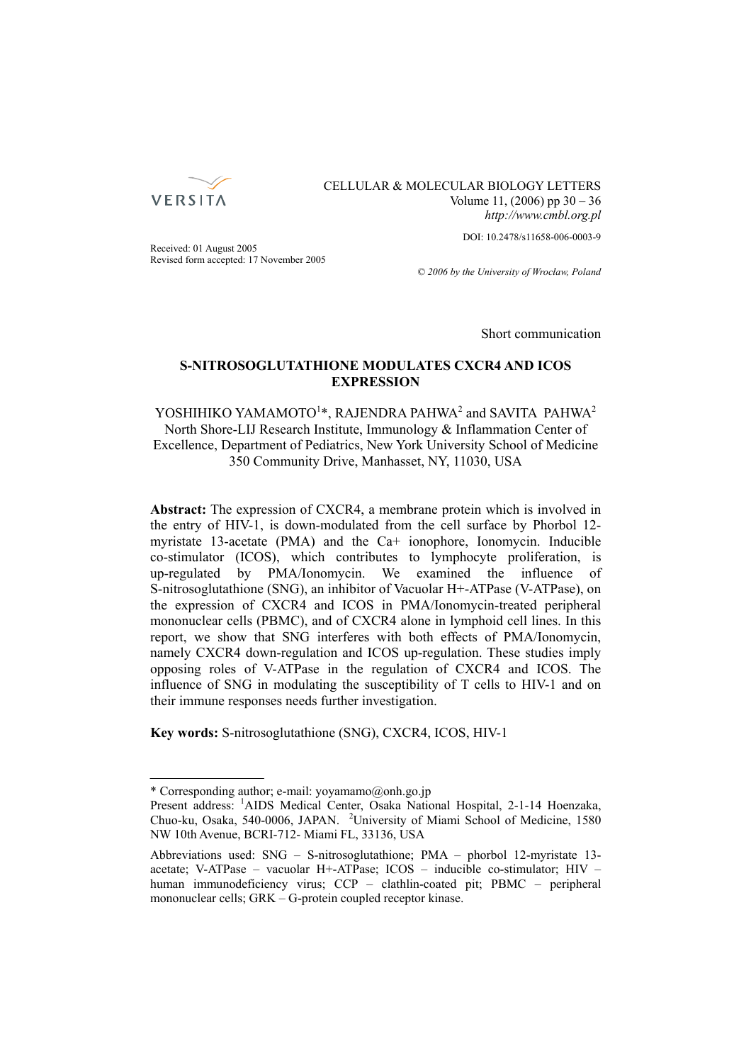CELLULAR & MOLECULAR BIOLOGY LETTERS
Volume 11, (2006) pp 30 – 36
*http://www.cmbl.org.pl*

DOI: 10.2478/s11658-006-0003-9

Received: 01 August 2005
Revised form accepted: 17 November 2005

*© 2006 by the University of Wrocław, Poland*

Short communication

# S-NITROSOGLUTATHIONE MODULATES CXCR4 AND ICOS EXPRESSION

YOSHIHIKO YAMAMOTO[1]*, RAJENDRA PAHWA[2] and SAVITA PAHWA[2]
North Shore-LIJ Research Institute, Immunology & Inflammation Center of Excellence, Department of Pediatrics, New York University School of Medicine 350 Community Drive, Manhasset, NY, 11030, USA

**Abstract:** The expression of CXCR4, a membrane protein which is involved in the entry of HIV-1, is down-modulated from the cell surface by Phorbol 12-myristate 13-acetate (PMA) and the Ca+ ionophore, Ionomycin. Inducible co-stimulator (ICOS), which contributes to lymphocyte proliferation, is up-regulated by PMA/Ionomycin. We examined the influence of S-nitrosoglutathione (SNG), an inhibitor of Vacuolar H+-ATPase (V-ATPase), on the expression of CXCR4 and ICOS in PMA/Ionomycin-treated peripheral mononuclear cells (PBMC), and of CXCR4 alone in lymphoid cell lines. In this report, we show that SNG interferes with both effects of PMA/Ionomycin, namely CXCR4 down-regulation and ICOS up-regulation. These studies imply opposing roles of V-ATPase in the regulation of CXCR4 and ICOS. The influence of SNG in modulating the susceptibility of T cells to HIV-1 and on their immune responses needs further investigation.

**Key words:** S-nitrosoglutathione (SNG), CXCR4, ICOS, HIV-1

---

\* Corresponding author; e-mail: yoyamamo@onh.go.jp
Present address: [1]AIDS Medical Center, Osaka National Hospital, 2-1-14 Hoenzaka, Chuo-ku, Osaka, 540-0006, JAPAN. [2]University of Miami School of Medicine, 1580 NW 10th Avenue, BCRI-712- Miami FL, 33136, USA

Abbreviations used: SNG – S-nitrosoglutathione; PMA – phorbol 12-myristate 13-acetate; V-ATPase – vacuolar H+-ATPase; ICOS – inducible co-stimulator; HIV – human immunodeficiency virus; CCP – clathlin-coated pit; PBMC – peripheral mononuclear cells; GRK – G-protein coupled receptor kinase.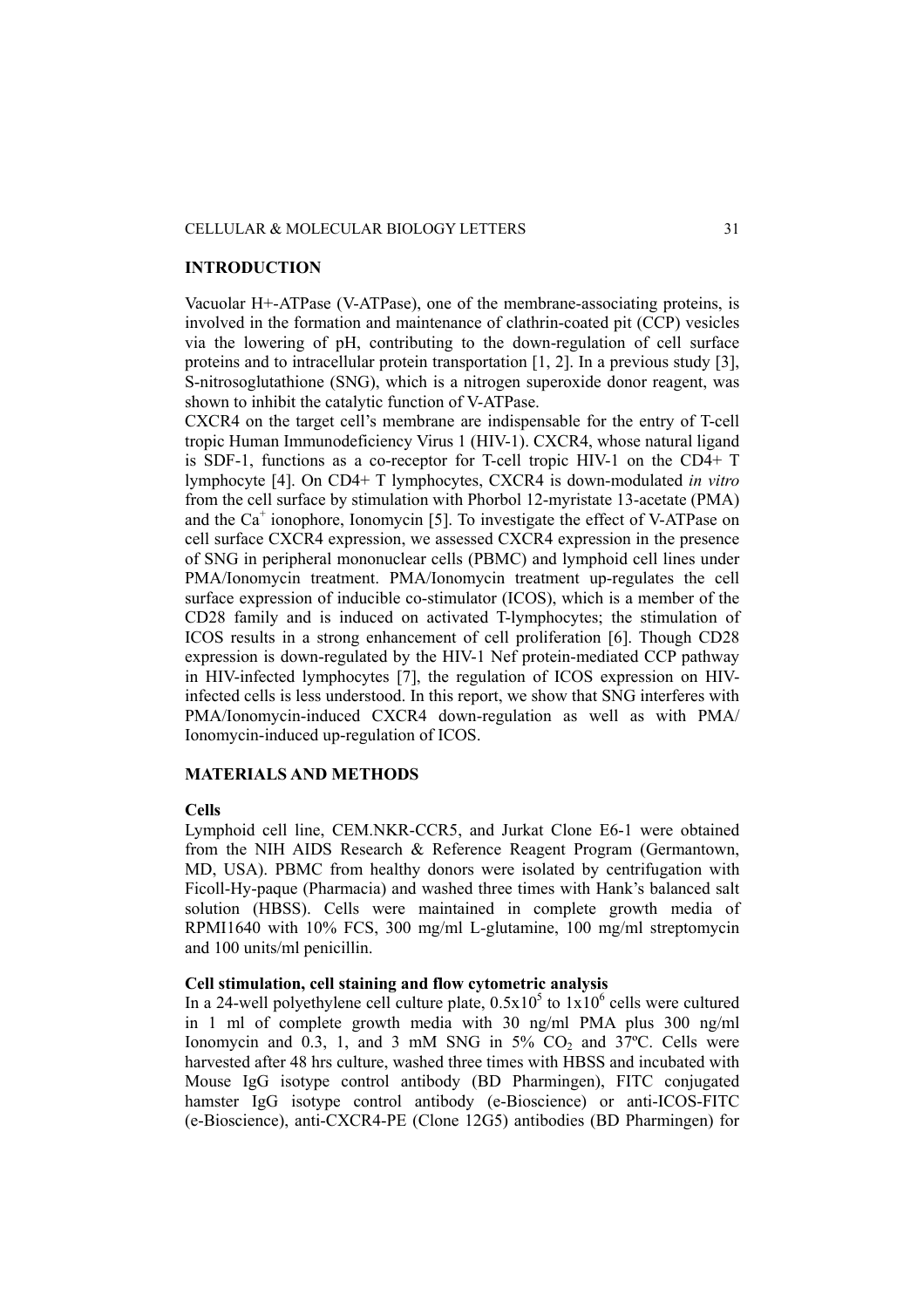## INTRODUCTION

Vacuolar H+-ATPase (V-ATPase), one of the membrane-associating proteins, is involved in the formation and maintenance of clathrin-coated pit (CCP) vesicles via the lowering of pH, contributing to the down-regulation of cell surface proteins and to intracellular protein transportation [1, 2]. In a previous study [3], S-nitrosoglutathione (SNG), which is a nitrogen superoxide donor reagent, was shown to inhibit the catalytic function of V-ATPase.

CXCR4 on the target cell's membrane are indispensable for the entry of T-cell tropic Human Immunodeficiency Virus 1 (HIV-1). CXCR4, whose natural ligand is SDF-1, functions as a co-receptor for T-cell tropic HIV-1 on the CD4+ T lymphocyte [4]. On CD4+ T lymphocytes, CXCR4 is down-modulated *in vitro* from the cell surface by stimulation with Phorbol 12-myristate 13-acetate (PMA) and the $Ca^{+}$ ionophore, Ionomycin [5]. To investigate the effect of V-ATPase on cell surface CXCR4 expression, we assessed CXCR4 expression in the presence of SNG in peripheral mononuclear cells (PBMC) and lymphoid cell lines under PMA/Ionomycin treatment. PMA/Ionomycin treatment up-regulates the cell surface expression of inducible co-stimulator (ICOS), which is a member of the CD28 family and is induced on activated T-lymphocytes; the stimulation of ICOS results in a strong enhancement of cell proliferation [6]. Though CD28 expression is down-regulated by the HIV-1 Nef protein-mediated CCP pathway in HIV-infected lymphocytes [7], the regulation of ICOS expression on HIV-infected cells is less understood. In this report, we show that SNG interferes with PMA/Ionomycin-induced CXCR4 down-regulation as well as with PMA/Ionomycin-induced up-regulation of ICOS.

## MATERIALS AND METHODS

### Cells

Lymphoid cell line, CEM.NKR-CCR5, and Jurkat Clone E6-1 were obtained from the NIH AIDS Research & Reference Reagent Program (Germantown, MD, USA). PBMC from healthy donors were isolated by centrifugation with Ficoll-Hy-paque (Pharmacia) and washed three times with Hank's balanced salt solution (HBSS). Cells were maintained in complete growth media of RPMI1640 with 10% FCS, 300 mg/ml L-glutamine, 100 mg/ml streptomycin and 100 units/ml penicillin.

### Cell stimulation, cell staining and flow cytometric analysis

In a 24-well polyethylene cell culture plate, $0.5 \times 10^5$ to $1 \times 10^6$ cells were cultured in 1 ml of complete growth media with 30 ng/ml PMA plus 300 ng/ml Ionomycin and 0.3, 1, and 3 mM SNG in 5% $CO_2$ and 37ºC. Cells were harvested after 48 hrs culture, washed three times with HBSS and incubated with Mouse IgG isotype control antibody (BD Pharmingen), FITC conjugated hamster IgG isotype control antibody (e-Bioscience) or anti-ICOS-FITC (e-Bioscience), anti-CXCR4-PE (Clone 12G5) antibodies (BD Pharmingen) for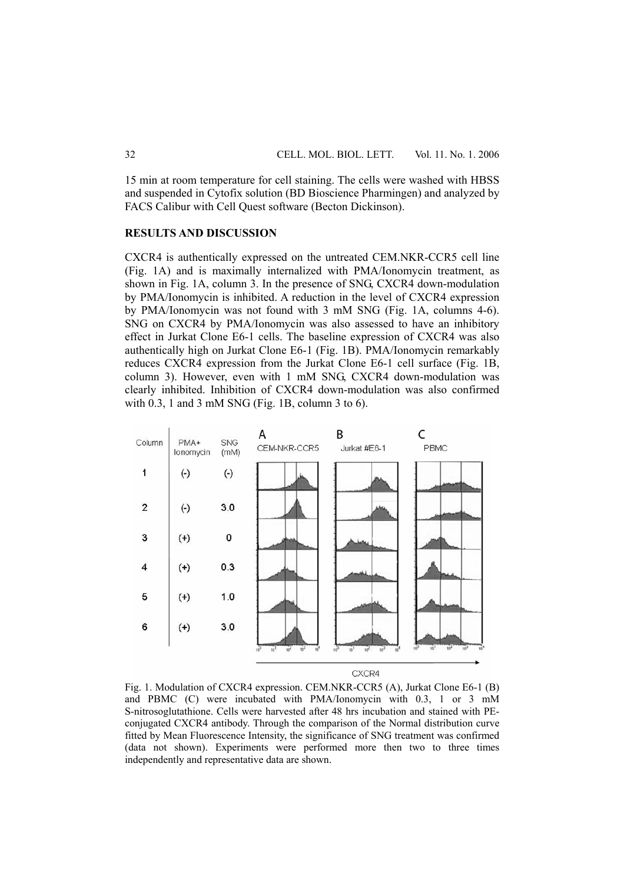15 min at room temperature for cell staining. The cells were washed with HBSS and suspended in Cytofix solution (BD Bioscience Pharmingen) and analyzed by FACS Calibur with Cell Quest software (Becton Dickinson).

## RESULTS AND DISCUSSION

CXCR4 is authentically expressed on the untreated CEM.NKR-CCR5 cell line (Fig. 1A) and is maximally internalized with PMA/Ionomycin treatment, as shown in Fig. 1A, column 3. In the presence of SNG, CXCR4 down-modulation by PMA/Ionomycin is inhibited. A reduction in the level of CXCR4 expression by PMA/Ionomycin was not found with 3 mM SNG (Fig. 1A, columns 4-6). SNG on CXCR4 by PMA/Ionomycin was also assessed to have an inhibitory effect in Jurkat Clone E6-1 cells. The baseline expression of CXCR4 was also authentically high on Jurkat Clone E6-1 (Fig. 1B). PMA/Ionomycin remarkably reduces CXCR4 expression from the Jurkat Clone E6-1 cell surface (Fig. 1B, column 3). However, even with 1 mM SNG, CXCR4 down-modulation was clearly inhibited. Inhibition of CXCR4 down-modulation was also confirmed with 0.3, 1 and 3 mM SNG (Fig. 1B, column 3 to 6).

Fig. 1. Modulation of CXCR4 expression. CEM.NKR-CCR5 (A), Jurkat Clone E6-1 (B) and PBMC (C) were incubated with PMA/Ionomycin with 0.3, 1 or 3 mM S-nitrosoglutathione. Cells were harvested after 48 hrs incubation and stained with PE-conjugated CXCR4 antibody. Through the comparison of the Normal distribution curve fitted by Mean Fluorescence Intensity, the significance of SNG treatment was confirmed (data not shown). Experiments were performed more then two to three times independently and representative data are shown.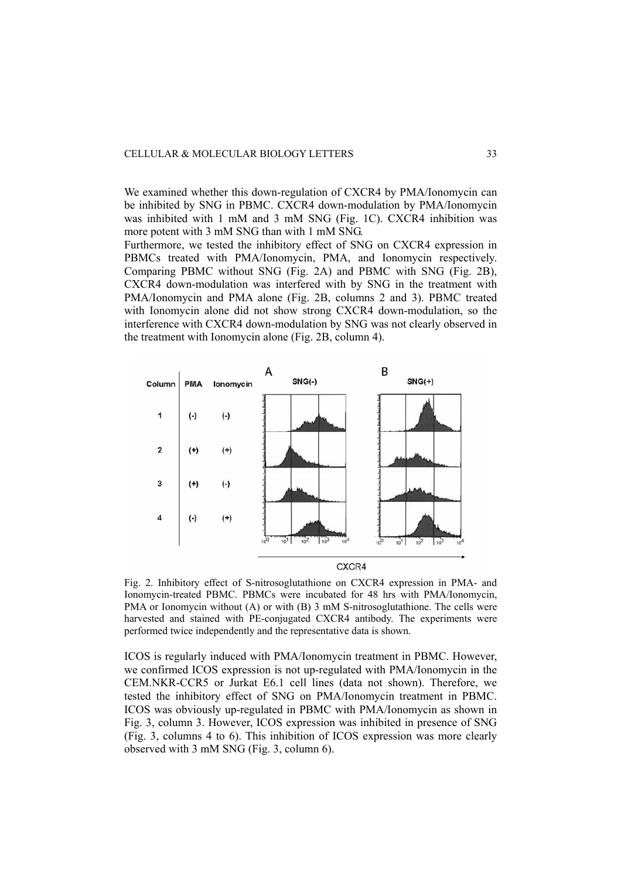We examined whether this down-regulation of CXCR4 by PMA/Ionomycin can be inhibited by SNG in PBMC. CXCR4 down-modulation by PMA/Ionomycin was inhibited with 1 mM and 3 mM SNG (Fig. 1C). CXCR4 inhibition was more potent with 3 mM SNG than with 1 mM SNG.

Furthermore, we tested the inhibitory effect of SNG on CXCR4 expression in PBMCs treated with PMA/Ionomycin, PMA, and Ionomycin respectively. Comparing PBMC without SNG (Fig. 2A) and PBMC with SNG (Fig. 2B), CXCR4 down-modulation was interfered with by SNG in the treatment with PMA/Ionomycin and PMA alone (Fig. 2B, columns 2 and 3). PBMC treated with Ionomycin alone did not show strong CXCR4 down-modulation, so the interference with CXCR4 down-modulation by SNG was not clearly observed in the treatment with Ionomycin alone (Fig. 2B, column 4).

Fig. 2. Inhibitory effect of S-nitrosoglutathione on CXCR4 expression in PMA- and Ionomycin-treated PBMC. PBMCs were incubated for 48 hrs with PMA/Ionomycin, PMA or Ionomycin without (A) or with (B) 3 mM S-nitrosoglutathione. The cells were harvested and stained with PE-conjugated CXCR4 antibody. The experiments were performed twice independently and the representative data is shown.

ICOS is regularly induced with PMA/Ionomycin treatment in PBMC. However, we confirmed ICOS expression is not up-regulated with PMA/Ionomycin in the CEM.NKR-CCR5 or Jurkat E6.1 cell lines (data not shown). Therefore, we tested the inhibitory effect of SNG on PMA/Ionomycin treatment in PBMC. ICOS was obviously up-regulated in PBMC with PMA/Ionomycin as shown in Fig. 3, column 3. However, ICOS expression was inhibited in presence of SNG (Fig. 3, columns 4 to 6). This inhibition of ICOS expression was more clearly observed with 3 mM SNG (Fig. 3, column 6).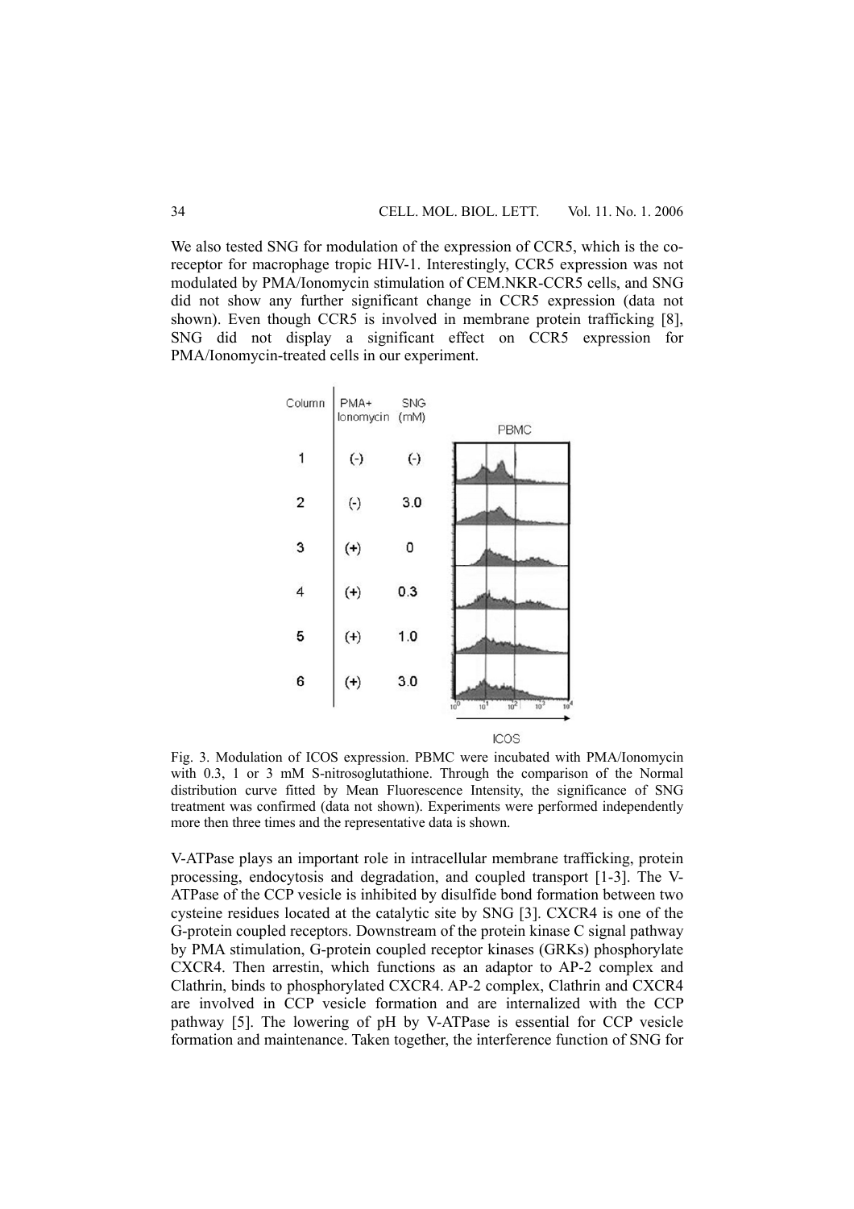We also tested SNG for modulation of the expression of CCR5, which is the co-receptor for macrophage tropic HIV-1. Interestingly, CCR5 expression was not modulated by PMA/Ionomycin stimulation of CEM.NKR-CCR5 cells, and SNG did not show any further significant change in CCR5 expression (data not shown). Even though CCR5 is involved in membrane protein trafficking [8], SNG did not display a significant effect on CCR5 expression for PMA/Ionomycin-treated cells in our experiment.

Fig. 3. Modulation of ICOS expression. PBMC were incubated with PMA/Ionomycin with 0.3, 1 or 3 mM S-nitrosoglutathione. Through the comparison of the Normal distribution curve fitted by Mean Fluorescence Intensity, the significance of SNG treatment was confirmed (data not shown). Experiments were performed independently more then three times and the representative data is shown.

V-ATPase plays an important role in intracellular membrane trafficking, protein processing, endocytosis and degradation, and coupled transport [1-3]. The V-ATPase of the CCP vesicle is inhibited by disulfide bond formation between two cysteine residues located at the catalytic site by SNG [3]. CXCR4 is one of the G-protein coupled receptors. Downstream of the protein kinase C signal pathway by PMA stimulation, G-protein coupled receptor kinases (GRKs) phosphorylate CXCR4. Then arrestin, which functions as an adaptor to AP-2 complex and Clathrin, binds to phosphorylated CXCR4. AP-2 complex, Clathrin and CXCR4 are involved in CCP vesicle formation and are internalized with the CCP pathway [5]. The lowering of pH by V-ATPase is essential for CCP vesicle formation and maintenance. Taken together, the interference function of SNG for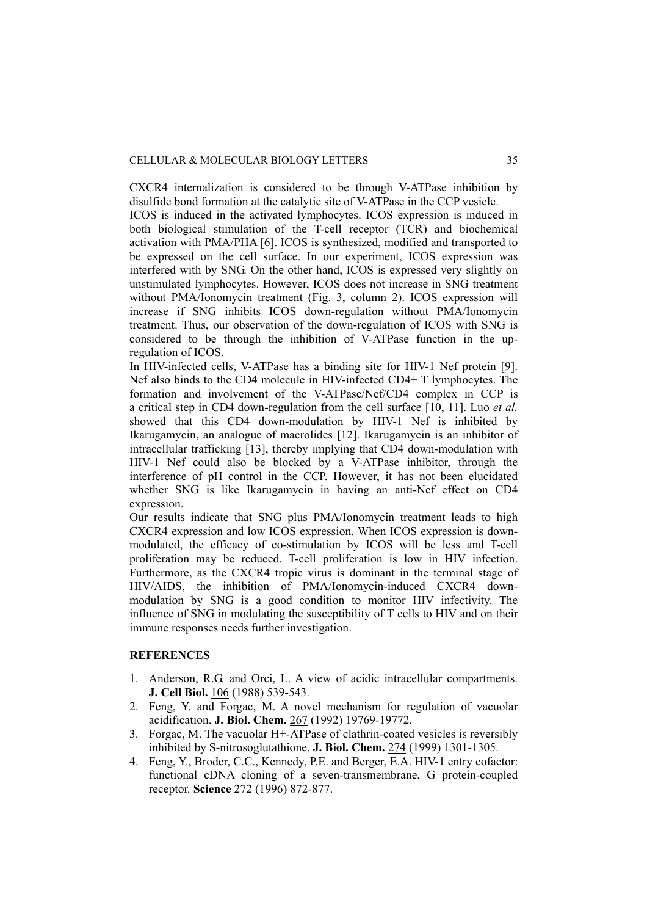CXCR4 internalization is considered to be through V-ATPase inhibition by disulfide bond formation at the catalytic site of V-ATPase in the CCP vesicle.

ICOS is induced in the activated lymphocytes. ICOS expression is induced in both biological stimulation of the T-cell receptor (TCR) and biochemical activation with PMA/PHA [6]. ICOS is synthesized, modified and transported to be expressed on the cell surface. In our experiment, ICOS expression was interfered with by SNG. On the other hand, ICOS is expressed very slightly on unstimulated lymphocytes. However, ICOS does not increase in SNG treatment without PMA/Ionomycin treatment (Fig. 3, column 2). ICOS expression will increase if SNG inhibits ICOS down-regulation without PMA/Ionomycin treatment. Thus, our observation of the down-regulation of ICOS with SNG is considered to be through the inhibition of V-ATPase function in the up-regulation of ICOS.

In HIV-infected cells, V-ATPase has a binding site for HIV-1 Nef protein [9]. Nef also binds to the CD4 molecule in HIV-infected CD4+ T lymphocytes. The formation and involvement of the V-ATPase/Nef/CD4 complex in CCP is a critical step in CD4 down-regulation from the cell surface [10, 11]. Luo *et al.* showed that this CD4 down-modulation by HIV-1 Nef is inhibited by Ikarugamycin, an analogue of macrolides [12]. Ikarugamycin is an inhibitor of intracellular trafficking [13], thereby implying that CD4 down-modulation with HIV-1 Nef could also be blocked by a V-ATPase inhibitor, through the interference of pH control in the CCP. However, it has not been elucidated whether SNG is like Ikarugamycin in having an anti-Nef effect on CD4 expression.

Our results indicate that SNG plus PMA/Ionomycin treatment leads to high CXCR4 expression and low ICOS expression. When ICOS expression is down-modulated, the efficacy of co-stimulation by ICOS will be less and T-cell proliferation may be reduced. T-cell proliferation is low in HIV infection. Furthermore, as the CXCR4 tropic virus is dominant in the terminal stage of HIV/AIDS, the inhibition of PMA/Ionomycin-induced CXCR4 down-modulation by SNG is a good condition to monitor HIV infectivity. The influence of SNG in modulating the susceptibility of T cells to HIV and on their immune responses needs further investigation.

## REFERENCES

1. Anderson, R.G. and Orci, L. A view of acidic intracellular compartments. **J. Cell Biol.** 106 (1988) 539-543.
2. Feng, Y. and Forgac, M. A novel mechanism for regulation of vacuolar acidification. **J. Biol. Chem.** 267 (1992) 19769-19772.
3. Forgac, M. The vacuolar H+-ATPase of clathrin-coated vesicles is reversibly inhibited by S-nitrosoglutathione. **J. Biol. Chem.** 274 (1999) 1301-1305.
4. Feng, Y., Broder, C.C., Kennedy, P.E. and Berger, E.A. HIV-1 entry cofactor: functional cDNA cloning of a seven-transmembrane, G protein-coupled receptor. **Science** 272 (1996) 872-877.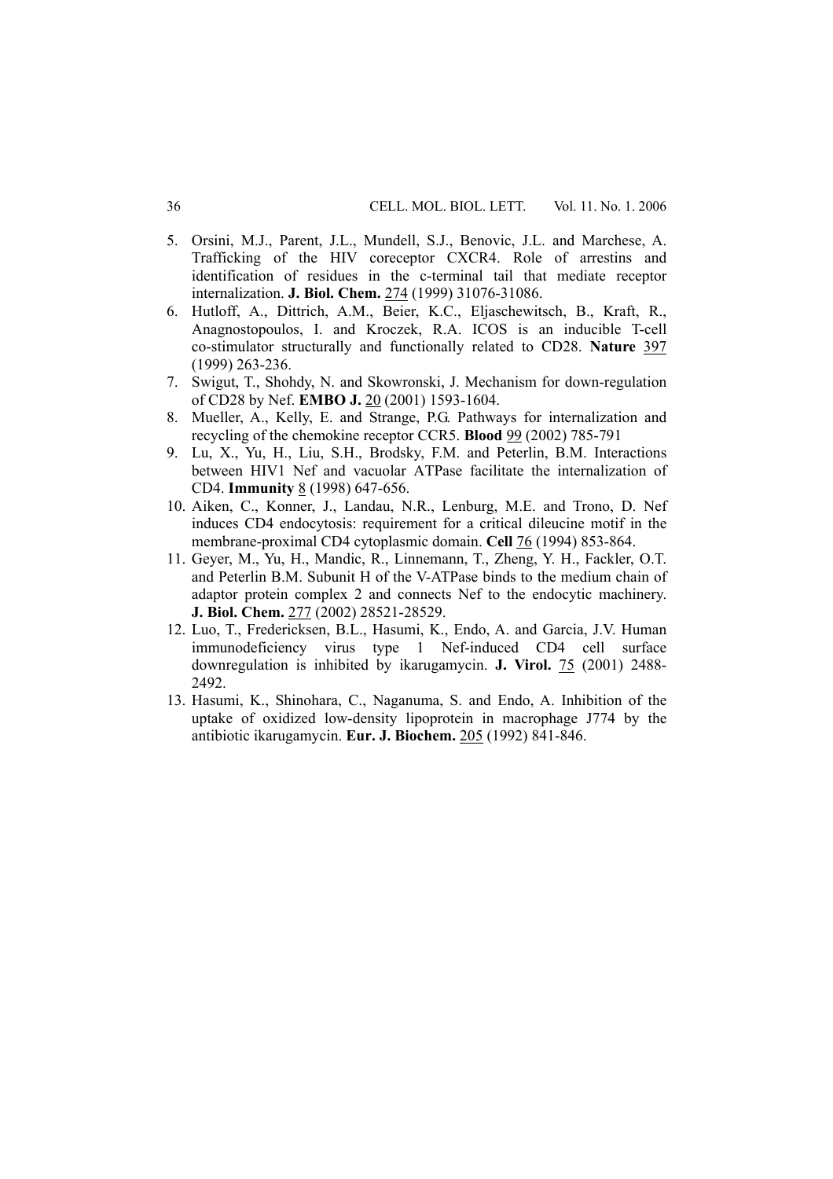5. Orsini, M.J., Parent, J.L., Mundell, S.J., Benovic, J.L. and Marchese, A. Trafficking of the HIV coreceptor CXCR4. Role of arrestins and identification of residues in the c-terminal tail that mediate receptor internalization. **J. Biol. Chem.** 274 (1999) 31076-31086.
6. Hutloff, A., Dittrich, A.M., Beier, K.C., Eljaschewitsch, B., Kraft, R., Anagnostopoulos, I. and Kroczek, R.A. ICOS is an inducible T-cell co-stimulator structurally and functionally related to CD28. **Nature** 397 (1999) 263-236.
7. Swigut, T., Shohdy, N. and Skowronski, J. Mechanism for down-regulation of CD28 by Nef. **EMBO J.** 20 (2001) 1593-1604.
8. Mueller, A., Kelly, E. and Strange, P.G. Pathways for internalization and recycling of the chemokine receptor CCR5. **Blood** 99 (2002) 785-791
9. Lu, X., Yu, H., Liu, S.H., Brodsky, F.M. and Peterlin, B.M. Interactions between HIV1 Nef and vacuolar ATPase facilitate the internalization of CD4. **Immunity** 8 (1998) 647-656.
10. Aiken, C., Konner, J., Landau, N.R., Lenburg, M.E. and Trono, D. Nef induces CD4 endocytosis: requirement for a critical dileucine motif in the membrane-proximal CD4 cytoplasmic domain. **Cell** 76 (1994) 853-864.
11. Geyer, M., Yu, H., Mandic, R., Linnemann, T., Zheng, Y. H., Fackler, O.T. and Peterlin B.M. Subunit H of the V-ATPase binds to the medium chain of adaptor protein complex 2 and connects Nef to the endocytic machinery. **J. Biol. Chem.** 277 (2002) 28521-28529.
12. Luo, T., Fredericksen, B.L., Hasumi, K., Endo, A. and Garcia, J.V. Human immunodeficiency virus type 1 Nef-induced CD4 cell surface downregulation is inhibited by ikarugamycin. **J. Virol.** 75 (2001) 2488-2492.
13. Hasumi, K., Shinohara, C., Naganuma, S. and Endo, A. Inhibition of the uptake of oxidized low-density lipoprotein in macrophage J774 by the antibiotic ikarugamycin. **Eur. J. Biochem.** 205 (1992) 841-846.